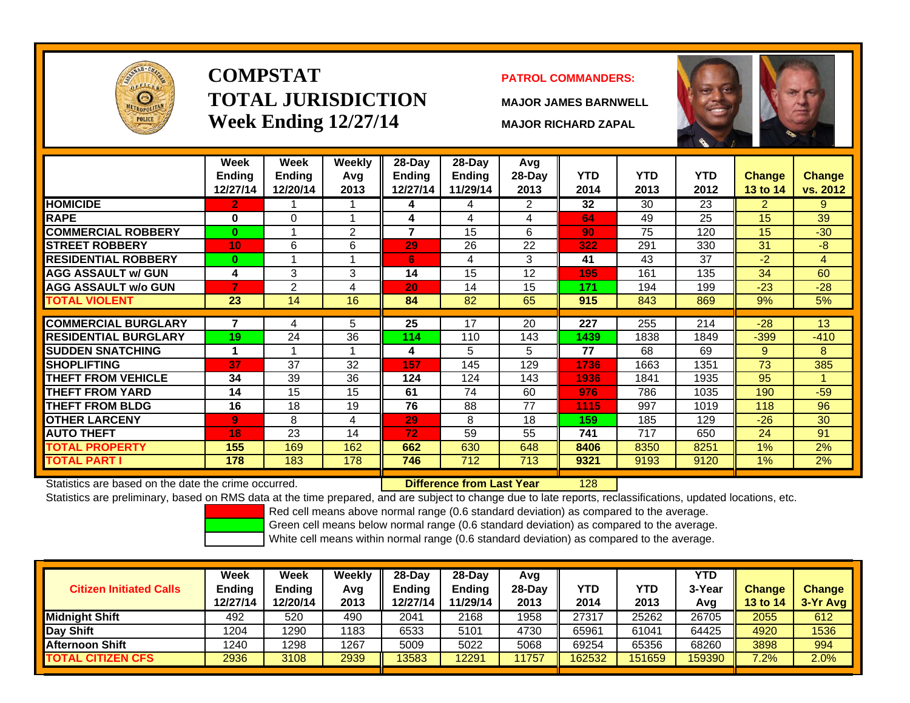# COMPSTAT
# TOTAL JURISDICTION
## Week Ending 12/27/14

**PATROL COMMANDERS:**

**MAJOR JAMES BARNWELL**

**MAJOR RICHARD ZAPAL**

| | Week Ending 12/27/14 | Week Ending 12/20/14 | Weekly Avg 2013 | 28-Day Ending 12/27/14 | 28-Day Ending 11/29/14 | Avg 28-Day 2013 | YTD 2014 | YTD 2013 | YTD 2012 | Change 13 to 14 | Change vs. 2012 |
|---|---|---|---|---|---|---|---|---|---|---|---|
| HOMICIDE | 2 | 1 | 1 | 4 | 4 | 2 | 32 | 30 | 23 | 2 | 9 |
| RAPE | 0 | 0 | 1 | 4 | 4 | 4 | 64 | 49 | 25 | 15 | 39 |
| COMMERCIAL ROBBERY | 0 | 1 | 2 | 7 | 15 | 6 | 90 | 75 | 120 | 15 | -30 |
| STREET ROBBERY | 10 | 6 | 6 | 29 | 26 | 22 | 322 | 291 | 330 | 31 | -8 |
| RESIDENTIAL ROBBERY | 0 | 1 | 1 | 6 | 4 | 3 | 41 | 43 | 37 | -2 | 4 |
| AGG ASSAULT w/ GUN | 4 | 3 | 3 | 14 | 15 | 12 | 195 | 161 | 135 | 34 | 60 |
| AGG ASSAULT w/o GUN | 7 | 2 | 4 | 20 | 14 | 15 | 171 | 194 | 199 | -23 | -28 |
| TOTAL VIOLENT | 23 | 14 | 16 | 84 | 82 | 65 | 915 | 843 | 869 | 9% | 5% |
| COMMERCIAL BURGLARY | 7 | 4 | 5 | 25 | 17 | 20 | 227 | 255 | 214 | -28 | 13 |
| RESIDENTIAL BURGLARY | 19 | 24 | 36 | 114 | 110 | 143 | 1439 | 1838 | 1849 | -399 | -410 |
| SUDDEN SNATCHING | 1 | 1 | 1 | 4 | 5 | 5 | 77 | 68 | 69 | 9 | 8 |
| SHOPLIFTING | 37 | 37 | 32 | 157 | 145 | 129 | 1736 | 1663 | 1351 | 73 | 385 |
| THEFT FROM VEHICLE | 34 | 39 | 36 | 124 | 124 | 143 | 1936 | 1841 | 1935 | 95 | 1 |
| THEFT FROM YARD | 14 | 15 | 15 | 61 | 74 | 60 | 976 | 786 | 1035 | 190 | -59 |
| THEFT FROM BLDG | 16 | 18 | 19 | 76 | 88 | 77 | 1115 | 997 | 1019 | 118 | 96 |
| OTHER LARCENY | 9 | 8 | 4 | 29 | 8 | 18 | 159 | 185 | 129 | -26 | 30 |
| AUTO THEFT | 18 | 23 | 14 | 72 | 59 | 55 | 741 | 717 | 650 | 24 | 91 |
| TOTAL PROPERTY | 155 | 169 | 162 | 662 | 630 | 648 | 8406 | 8350 | 8251 | 1% | 2% |
| TOTAL PART I | 178 | 183 | 178 | 746 | 712 | 713 | 9321 | 9193 | 9120 | 1% | 2% |

Statistics are based on the date the crime occurred. **Difference from Last Year** 128

Statistics are preliminary, based on RMS data at the time prepared, and are subject to change due to late reports, reclassifications, updated locations, etc.

Red cell means above normal range (0.6 standard deviation) as compared to the average.
Green cell means below normal range (0.6 standard deviation) as compared to the average.
White cell means within normal range (0.6 standard deviation) as compared to the average.

| Citizen Initiated Calls | Week Ending 12/27/14 | Week Ending 12/20/14 | Weekly Avg 2013 | 28-Day Ending 12/27/14 | 28-Day Ending 11/29/14 | Avg 28-Day 2013 | YTD 2014 | YTD 2013 | YTD 3-Year Avg | Change 13 to 14 | Change 3-Yr Avg |
|---|---|---|---|---|---|---|---|---|---|---|---|
| Midnight Shift | 492 | 520 | 490 | 2041 | 2168 | 1958 | 27317 | 25262 | 26705 | 2055 | 612 |
| Day Shift | 1204 | 1290 | 1183 | 6533 | 5101 | 4730 | 65961 | 61041 | 64425 | 4920 | 1536 |
| Afternoon Shift | 1240 | 1298 | 1267 | 5009 | 5022 | 5068 | 69254 | 65356 | 68260 | 3898 | 994 |
| TOTAL CITIZEN CFS | 2936 | 3108 | 2939 | 13583 | 12291 | 11757 | 162532 | 151659 | 159390 | 7.2% | 2.0% |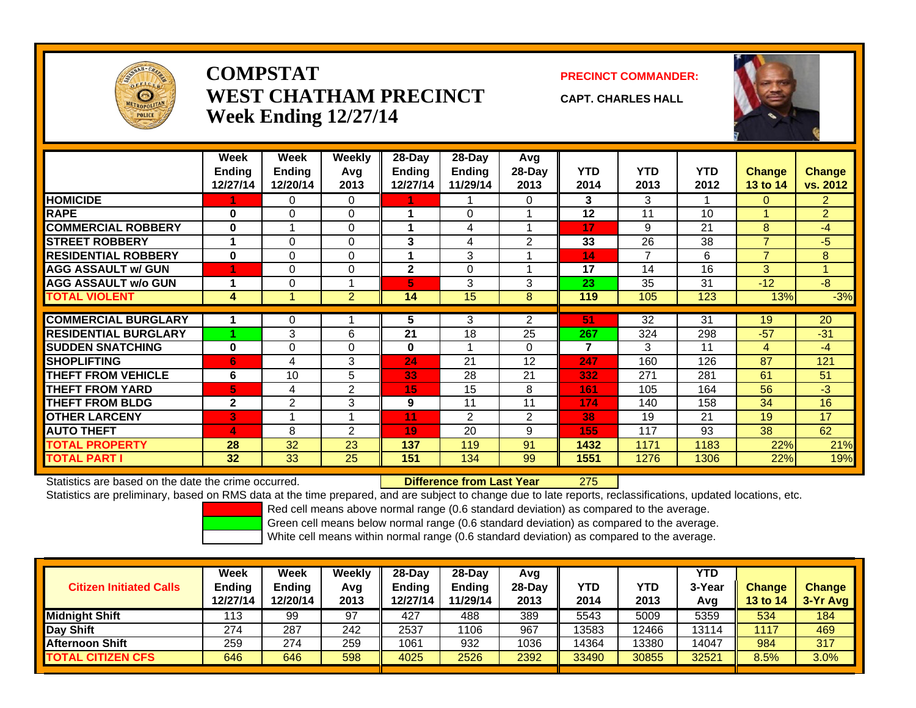# COMPSTAT
# WEST CHATHAM PRECINCT
## Week Ending 12/27/14

**PRECINCT COMMANDER:**

**CAPT. CHARLES HALL**

| | Week Ending 12/27/14 | Week Ending 12/20/14 | Weekly Avg 2013 | 28-Day Ending 12/27/14 | 28-Day Ending 11/29/14 | Avg 28-Day 2013 | YTD 2014 | YTD 2013 | YTD 2012 | Change 13 to 14 | Change vs. 2012 |
|---|---|---|---|---|---|---|---|---|---|---|---|
| HOMICIDE | 1 | 0 | 0 | 1 | 1 | 0 | 3 | 3 | 1 | 0 | 2 |
| RAPE | 0 | 0 | 0 | 1 | 0 | 1 | 12 | 11 | 10 | 1 | 2 |
| COMMERCIAL ROBBERY | 0 | 1 | 0 | 1 | 4 | 1 | 17 | 9 | 21 | 8 | -4 |
| STREET ROBBERY | 1 | 0 | 0 | 3 | 4 | 2 | 33 | 26 | 38 | 7 | -5 |
| RESIDENTIAL ROBBERY | 0 | 0 | 0 | 1 | 3 | 1 | 14 | 7 | 6 | 7 | 8 |
| AGG ASSAULT w/ GUN | 1 | 0 | 0 | 2 | 0 | 1 | 17 | 14 | 16 | 3 | 1 |
| AGG ASSAULT w/o GUN | 1 | 0 | 1 | 5 | 3 | 3 | 23 | 35 | 31 | -12 | -8 |
| TOTAL VIOLENT | 4 | 1 | 2 | 14 | 15 | 8 | 119 | 105 | 123 | 13% | -3% |
| COMMERCIAL BURGLARY | 1 | 0 | 1 | 5 | 3 | 2 | 51 | 32 | 31 | 19 | 20 |
| RESIDENTIAL BURGLARY | 1 | 3 | 6 | 21 | 18 | 25 | 267 | 324 | 298 | -57 | -31 |
| SUDDEN SNATCHING | 0 | 0 | 0 | 0 | 1 | 0 | 7 | 3 | 11 | 4 | -4 |
| SHOPLIFTING | 6 | 4 | 3 | 24 | 21 | 12 | 247 | 160 | 126 | 87 | 121 |
| THEFT FROM VEHICLE | 6 | 10 | 5 | 33 | 28 | 21 | 332 | 271 | 281 | 61 | 51 |
| THEFT FROM YARD | 5 | 4 | 2 | 15 | 15 | 8 | 161 | 105 | 164 | 56 | -3 |
| THEFT FROM BLDG | 2 | 2 | 3 | 9 | 11 | 11 | 174 | 140 | 158 | 34 | 16 |
| OTHER LARCENY | 3 | 1 | 1 | 11 | 2 | 2 | 38 | 19 | 21 | 19 | 17 |
| AUTO THEFT | 4 | 8 | 2 | 19 | 20 | 9 | 155 | 117 | 93 | 38 | 62 |
| TOTAL PROPERTY | 28 | 32 | 23 | 137 | 119 | 91 | 1432 | 1171 | 1183 | 22% | 21% |
| TOTAL PART I | 32 | 33 | 25 | 151 | 134 | 99 | 1551 | 1276 | 1306 | 22% | 19% |

Statistics are based on the date the crime occurred. **Difference from Last Year** 275

Statistics are preliminary, based on RMS data at the time prepared, and are subject to change due to late reports, reclassifications, updated locations, etc.

Red cell means above normal range (0.6 standard deviation) as compared to the average.
Green cell means below normal range (0.6 standard deviation) as compared to the average.
White cell means within normal range (0.6 standard deviation) as compared to the average.

| Citizen Initiated Calls | Week Ending 12/27/14 | Week Ending 12/20/14 | Weekly Avg 2013 | 28-Day Ending 12/27/14 | 28-Day Ending 11/29/14 | Avg 28-Day 2013 | YTD 2014 | YTD 2013 | YTD 3-Year Avg | Change 13 to 14 | Change 3-Yr Avg |
|---|---|---|---|---|---|---|---|---|---|---|---|
| Midnight Shift | 113 | 99 | 97 | 427 | 488 | 389 | 5543 | 5009 | 5359 | 534 | 184 |
| Day Shift | 274 | 287 | 242 | 2537 | 1106 | 967 | 13583 | 12466 | 13114 | 1117 | 469 |
| Afternoon Shift | 259 | 274 | 259 | 1061 | 932 | 1036 | 14364 | 13380 | 14047 | 984 | 317 |
| TOTAL CITIZEN CFS | 646 | 646 | 598 | 4025 | 2526 | 2392 | 33490 | 30855 | 32521 | 8.5% | 3.0% |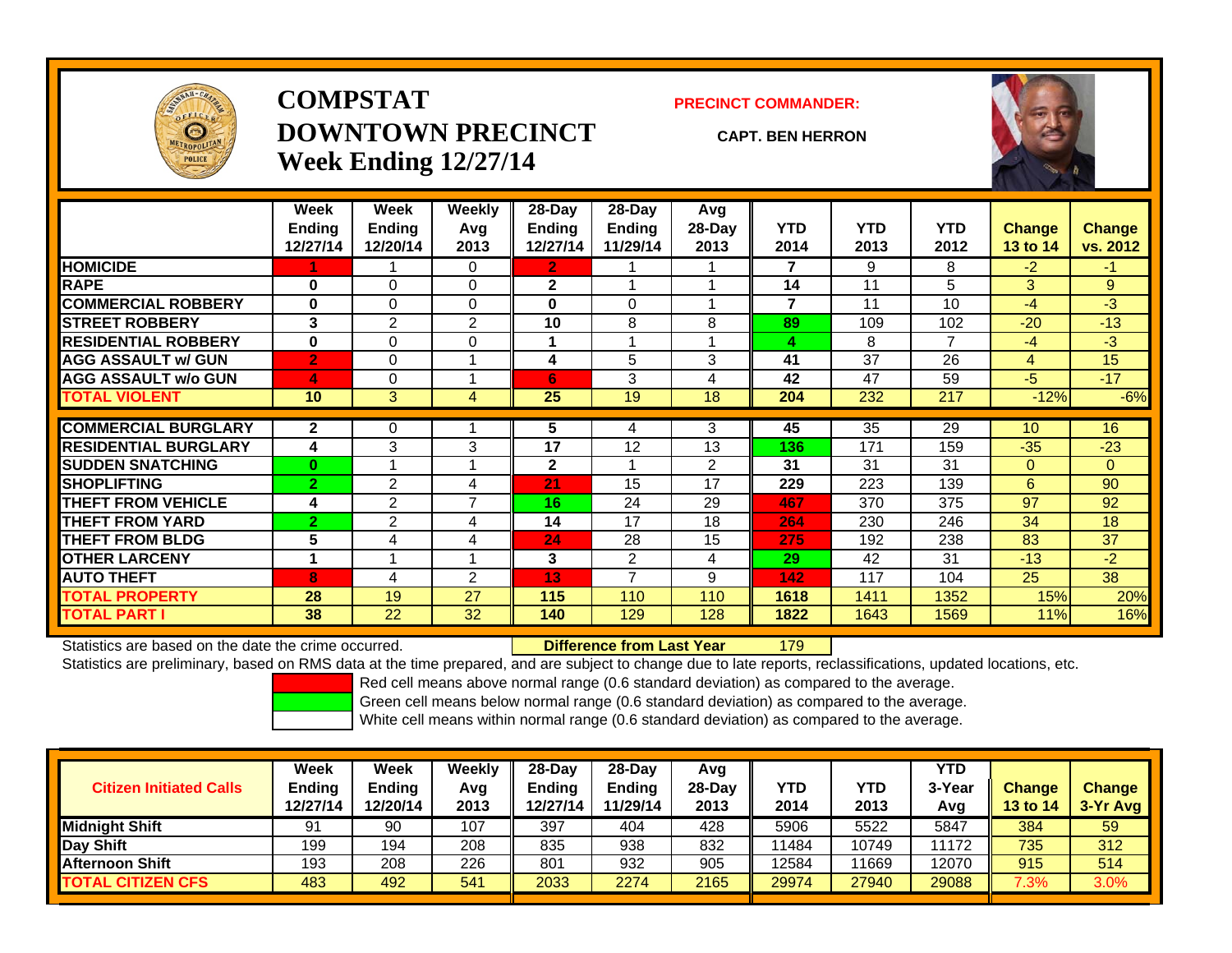# COMPSTAT
# DOWNTOWN PRECINCT
## Week Ending 12/27/14

**PRECINCT COMMANDER:**

**CAPT. BEN HERRON**

| | Week Ending 12/27/14 | Week Ending 12/20/14 | Weekly Avg 2013 | 28-Day Ending 12/27/14 | 28-Day Ending 11/29/14 | Avg 28-Day 2013 | YTD 2014 | YTD 2013 | YTD 2012 | Change 13 to 14 | Change vs. 2012 |
|---|---|---|---|---|---|---|---|---|---|---|---|
| HOMICIDE | 1 | 1 | 0 | 2 | 1 | 1 | 7 | 9 | 8 | -2 | -1 |
| RAPE | 0 | 0 | 0 | 2 | 1 | 1 | 14 | 11 | 5 | 3 | 9 |
| COMMERCIAL ROBBERY | 0 | 0 | 0 | 0 | 0 | 1 | 7 | 11 | 10 | -4 | -3 |
| STREET ROBBERY | 3 | 2 | 2 | 10 | 8 | 8 | 89 | 109 | 102 | -20 | -13 |
| RESIDENTIAL ROBBERY | 0 | 0 | 0 | 1 | 1 | 1 | 4 | 8 | 7 | -4 | -3 |
| AGG ASSAULT w/ GUN | 2 | 0 | 1 | 4 | 5 | 3 | 41 | 37 | 26 | 4 | 15 |
| AGG ASSAULT w/o GUN | 4 | 0 | 1 | 6 | 3 | 4 | 42 | 47 | 59 | -5 | -17 |
| TOTAL VIOLENT | 10 | 3 | 4 | 25 | 19 | 18 | 204 | 232 | 217 | -12% | -6% |
| COMMERCIAL BURGLARY | 2 | 0 | 1 | 5 | 4 | 3 | 45 | 35 | 29 | 10 | 16 |
| RESIDENTIAL BURGLARY | 4 | 3 | 3 | 17 | 12 | 13 | 136 | 171 | 159 | -35 | -23 |
| SUDDEN SNATCHING | 0 | 1 | 1 | 2 | 1 | 2 | 31 | 31 | 31 | 0 | 0 |
| SHOPLIFTING | 2 | 2 | 4 | 21 | 15 | 17 | 229 | 223 | 139 | 6 | 90 |
| THEFT FROM VEHICLE | 4 | 2 | 7 | 16 | 24 | 29 | 467 | 370 | 375 | 97 | 92 |
| THEFT FROM YARD | 2 | 2 | 4 | 14 | 17 | 18 | 264 | 230 | 246 | 34 | 18 |
| THEFT FROM BLDG | 5 | 4 | 4 | 24 | 28 | 15 | 275 | 192 | 238 | 83 | 37 |
| OTHER LARCENY | 1 | 1 | 1 | 3 | 2 | 4 | 29 | 42 | 31 | -13 | -2 |
| AUTO THEFT | 8 | 4 | 2 | 13 | 7 | 9 | 142 | 117 | 104 | 25 | 38 |
| TOTAL PROPERTY | 28 | 19 | 27 | 115 | 110 | 110 | 1618 | 1411 | 1352 | 15% | 20% |
| TOTAL PART I | 38 | 22 | 32 | 140 | 129 | 128 | 1822 | 1643 | 1569 | 11% | 16% |

Statistics are based on the date the crime occurred. **Difference from Last Year** 179

Statistics are preliminary, based on RMS data at the time prepared, and are subject to change due to late reports, reclassifications, updated locations, etc.

Red cell means above normal range (0.6 standard deviation) as compared to the average.
Green cell means below normal range (0.6 standard deviation) as compared to the average.
White cell means within normal range (0.6 standard deviation) as compared to the average.

| Citizen Initiated Calls | Week Ending 12/27/14 | Week Ending 12/20/14 | Weekly Avg 2013 | 28-Day Ending 12/27/14 | 28-Day Ending 11/29/14 | Avg 28-Day 2013 | YTD 2014 | YTD 2013 | YTD 3-Year Avg | Change 13 to 14 | Change 3-Yr Avg |
|---|---|---|---|---|---|---|---|---|---|---|---|
| Midnight Shift | 91 | 90 | 107 | 397 | 404 | 428 | 5906 | 5522 | 5847 | 384 | 59 |
| Day Shift | 199 | 194 | 208 | 835 | 938 | 832 | 11484 | 10749 | 11172 | 735 | 312 |
| Afternoon Shift | 193 | 208 | 226 | 801 | 932 | 905 | 12584 | 11669 | 12070 | 915 | 514 |
| TOTAL CITIZEN CFS | 483 | 492 | 541 | 2033 | 2274 | 2165 | 29974 | 27940 | 29088 | 7.3% | 3.0% |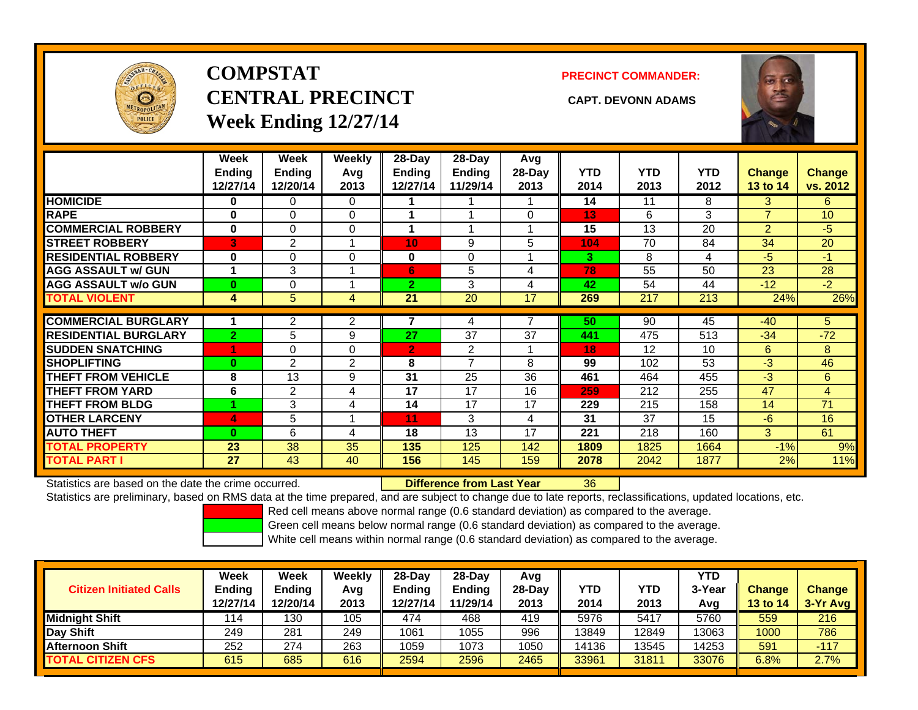# COMPSTAT CENTRAL PRECINCT
## Week Ending 12/27/14

**PRECINCT COMMANDER:**

**CAPT. DEVONN ADAMS**

| | Week Ending 12/27/14 | Week Ending 12/20/14 | Weekly Avg 2013 | 28-Day Ending 12/27/14 | 28-Day Ending 11/29/14 | Avg 28-Day 2013 | YTD 2014 | YTD 2013 | YTD 2012 | Change 13 to 14 | Change vs. 2012 |
|---|---|---|---|---|---|---|---|---|---|---|---|
| **HOMICIDE** | 0 | 0 | 0 | 1 | 1 | 1 | 14 | 11 | 8 | 3 | 6 |
| **RAPE** | 0 | 0 | 0 | 1 | 1 | 0 | 13 | 6 | 3 | 7 | 10 |
| **COMMERCIAL ROBBERY** | 0 | 0 | 0 | 1 | 1 | 1 | 15 | 13 | 20 | 2 | -5 |
| **STREET ROBBERY** | 3 | 2 | 1 | 10 | 9 | 5 | 104 | 70 | 84 | 34 | 20 |
| **RESIDENTIAL ROBBERY** | 0 | 0 | 0 | 0 | 0 | 1 | 3 | 8 | 4 | -5 | -1 |
| **AGG ASSAULT w/ GUN** | 1 | 3 | 1 | 6 | 5 | 4 | 78 | 55 | 50 | 23 | 28 |
| **AGG ASSAULT w/o GUN** | 0 | 0 | 1 | 2 | 3 | 4 | 42 | 54 | 44 | -12 | -2 |
| **TOTAL VIOLENT** | 4 | 5 | 4 | 21 | 20 | 17 | 269 | 217 | 213 | 24% | 26% |
| **COMMERCIAL BURGLARY** | 1 | 2 | 2 | 7 | 4 | 7 | 50 | 90 | 45 | -40 | 5 |
| **RESIDENTIAL BURGLARY** | 2 | 5 | 9 | 27 | 37 | 37 | 441 | 475 | 513 | -34 | -72 |
| **SUDDEN SNATCHING** | 1 | 0 | 0 | 2 | 2 | 1 | 18 | 12 | 10 | 6 | 8 |
| **SHOPLIFTING** | 0 | 2 | 2 | 8 | 7 | 8 | 99 | 102 | 53 | -3 | 46 |
| **THEFT FROM VEHICLE** | 8 | 13 | 9 | 31 | 25 | 36 | 461 | 464 | 455 | -3 | 6 |
| **THEFT FROM YARD** | 6 | 2 | 4 | 17 | 17 | 16 | 259 | 212 | 255 | 47 | 4 |
| **THEFT FROM BLDG** | 1 | 3 | 4 | 14 | 17 | 17 | 229 | 215 | 158 | 14 | 71 |
| **OTHER LARCENY** | 4 | 5 | 1 | 11 | 3 | 4 | 31 | 37 | 15 | -6 | 16 |
| **AUTO THEFT** | 0 | 6 | 4 | 18 | 13 | 17 | 221 | 218 | 160 | 3 | 61 |
| **TOTAL PROPERTY** | 23 | 38 | 35 | 135 | 125 | 142 | 1809 | 1825 | 1664 | -1% | 9% |
| **TOTAL PART I** | 27 | 43 | 40 | 156 | 145 | 159 | 2078 | 2042 | 1877 | 2% | 11% |

Statistics are based on the date the crime occurred. **Difference from Last Year** 36

Statistics are preliminary, based on RMS data at the time prepared, and are subject to change due to late reports, reclassifications, updated locations, etc.

Red cell means above normal range (0.6 standard deviation) as compared to the average.
Green cell means below normal range (0.6 standard deviation) as compared to the average.
White cell means within normal range (0.6 standard deviation) as compared to the average.

| Citizen Initiated Calls | Week Ending 12/27/14 | Week Ending 12/20/14 | Weekly Avg 2013 | 28-Day Ending 12/27/14 | 28-Day Ending 11/29/14 | Avg 28-Day 2013 | YTD 2014 | YTD 2013 | YTD 3-Year Avg | Change 13 to 14 | Change 3-Yr Avg |
|---|---|---|---|---|---|---|---|---|---|---|---|
| **Midnight Shift** | 114 | 130 | 105 | 474 | 468 | 419 | 5976 | 5417 | 5760 | 559 | 216 |
| **Day Shift** | 249 | 281 | 249 | 1061 | 1055 | 996 | 13849 | 12849 | 13063 | 1000 | 786 |
| **Afternoon Shift** | 252 | 274 | 263 | 1059 | 1073 | 1050 | 14136 | 13545 | 14253 | 591 | -117 |
| **TOTAL CITIZEN CFS** | 615 | 685 | 616 | 2594 | 2596 | 2465 | 33961 | 31811 | 33076 | 6.8% | 2.7% |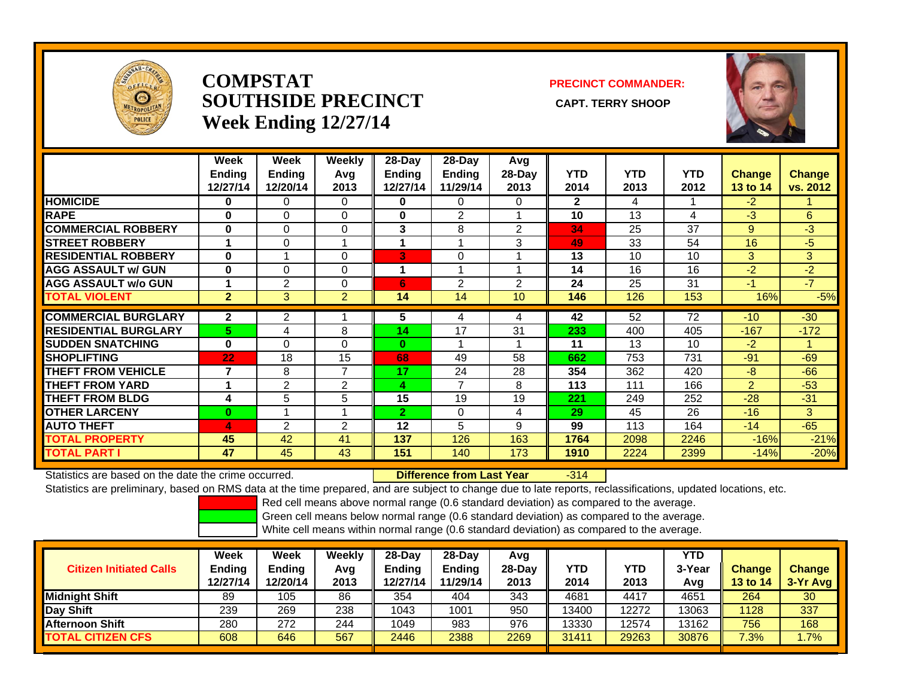# COMPSTAT
# SOUTHSIDE PRECINCT
# Week Ending 12/27/14

**PRECINCT COMMANDER:**

**CAPT. TERRY SHOOP**

| | Week Ending 12/27/14 | Week Ending 12/20/14 | Weekly Avg 2013 | 28-Day Ending 12/27/14 | 28-Day Ending 11/29/14 | Avg 28-Day 2013 | YTD 2014 | YTD 2013 | YTD 2012 | Change 13 to 14 | Change vs. 2012 |
|---|---|---|---|---|---|---|---|---|---|---|---|
| HOMICIDE | 0 | 0 | 0 | 0 | 0 | 0 | 2 | 4 | 1 | -2 | 1 |
| RAPE | 0 | 0 | 0 | 0 | 2 | 1 | 10 | 13 | 4 | -3 | 6 |
| COMMERCIAL ROBBERY | 0 | 0 | 0 | 3 | 8 | 2 | 34 | 25 | 37 | 9 | -3 |
| STREET ROBBERY | 1 | 0 | 1 | 1 | 1 | 3 | 49 | 33 | 54 | 16 | -5 |
| RESIDENTIAL ROBBERY | 0 | 1 | 0 | 3 | 0 | 1 | 13 | 10 | 10 | 3 | 3 |
| AGG ASSAULT w/ GUN | 0 | 0 | 0 | 1 | 1 | 1 | 14 | 16 | 16 | -2 | -2 |
| AGG ASSAULT w/o GUN | 1 | 2 | 0 | 6 | 2 | 2 | 24 | 25 | 31 | -1 | -7 |
| TOTAL VIOLENT | 2 | 3 | 2 | 14 | 14 | 10 | 146 | 126 | 153 | 16% | -5% |
| COMMERCIAL BURGLARY | 2 | 2 | 1 | 5 | 4 | 4 | 42 | 52 | 72 | -10 | -30 |
| RESIDENTIAL BURGLARY | 5 | 4 | 8 | 14 | 17 | 31 | 233 | 400 | 405 | -167 | -172 |
| SUDDEN SNATCHING | 0 | 0 | 0 | 0 | 1 | 1 | 11 | 13 | 10 | -2 | 1 |
| SHOPLIFTING | 22 | 18 | 15 | 68 | 49 | 58 | 662 | 753 | 731 | -91 | -69 |
| THEFT FROM VEHICLE | 7 | 8 | 7 | 17 | 24 | 28 | 354 | 362 | 420 | -8 | -66 |
| THEFT FROM YARD | 1 | 2 | 2 | 4 | 7 | 8 | 113 | 111 | 166 | 2 | -53 |
| THEFT FROM BLDG | 4 | 5 | 5 | 15 | 19 | 19 | 221 | 249 | 252 | -28 | -31 |
| OTHER LARCENY | 0 | 1 | 1 | 2 | 0 | 4 | 29 | 45 | 26 | -16 | 3 |
| AUTO THEFT | 4 | 2 | 2 | 12 | 5 | 9 | 99 | 113 | 164 | -14 | -65 |
| TOTAL PROPERTY | 45 | 42 | 41 | 137 | 126 | 163 | 1764 | 2098 | 2246 | -16% | -21% |
| TOTAL PART I | 47 | 45 | 43 | 151 | 140 | 173 | 1910 | 2224 | 2399 | -14% | -20% |

Statistics are based on the date the crime occurred. **Difference from Last Year** -314

Statistics are preliminary, based on RMS data at the time prepared, and are subject to change due to late reports, reclassifications, updated locations, etc.

Red cell means above normal range (0.6 standard deviation) as compared to the average.
Green cell means below normal range (0.6 standard deviation) as compared to the average.
White cell means within normal range (0.6 standard deviation) as compared to the average.

| Citizen Initiated Calls | Week Ending 12/27/14 | Week Ending 12/20/14 | Weekly Avg 2013 | 28-Day Ending 12/27/14 | 28-Day Ending 11/29/14 | Avg 28-Day 2013 | YTD 2014 | YTD 2013 | YTD 3-Year Avg | Change 13 to 14 | Change 3-Yr Avg |
|---|---|---|---|---|---|---|---|---|---|---|---|
| Midnight Shift | 89 | 105 | 86 | 354 | 404 | 343 | 4681 | 4417 | 4651 | 264 | 30 |
| Day Shift | 239 | 269 | 238 | 1043 | 1001 | 950 | 13400 | 12272 | 13063 | 1128 | 337 |
| Afternoon Shift | 280 | 272 | 244 | 1049 | 983 | 976 | 13330 | 12574 | 13162 | 756 | 168 |
| TOTAL CITIZEN CFS | 608 | 646 | 567 | 2446 | 2388 | 2269 | 31411 | 29263 | 30876 | 7.3% | 1.7% |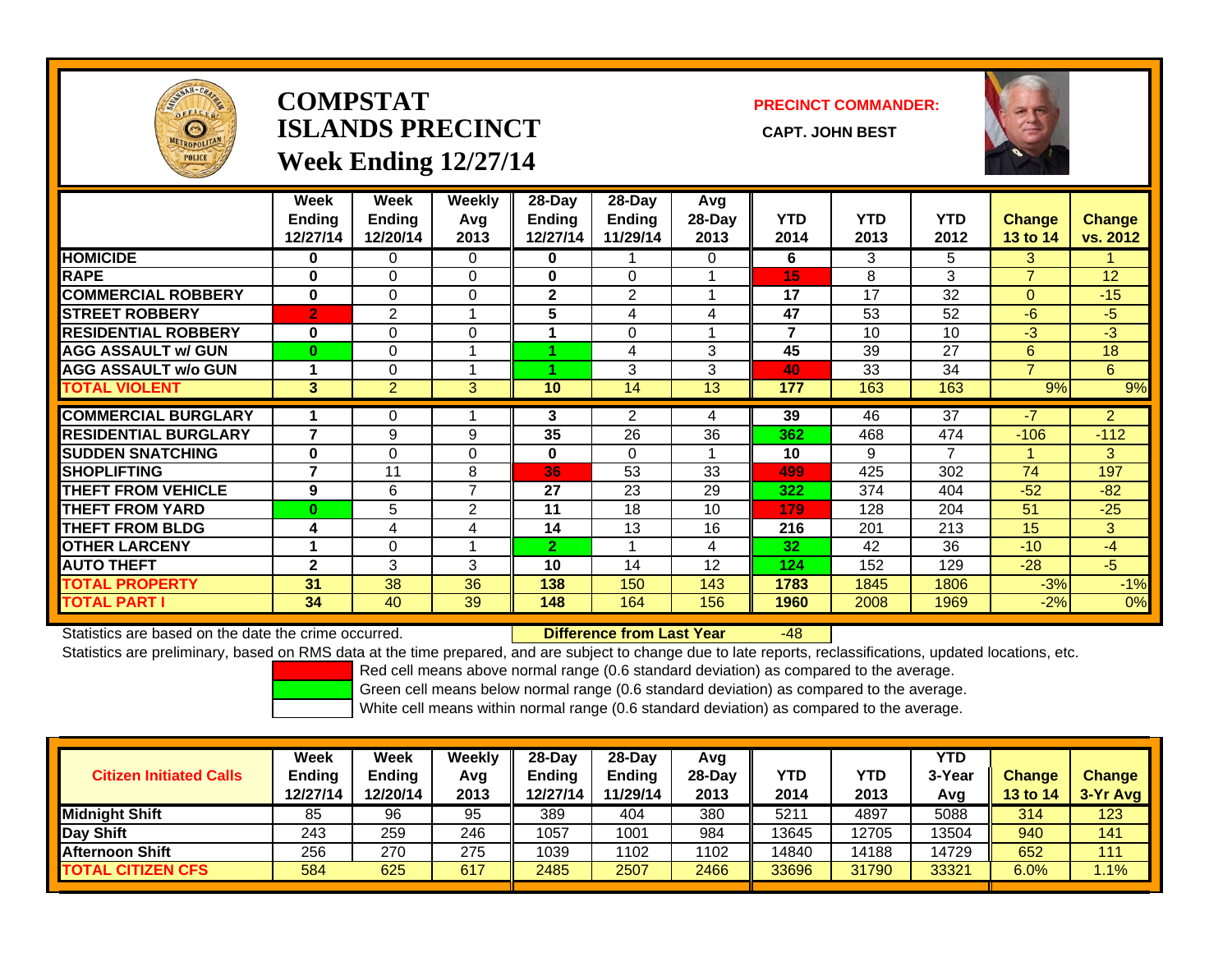# COMPSTAT
# ISLANDS PRECINCT
## Week Ending 12/27/14

**PRECINCT COMMANDER:**

**CAPT. JOHN BEST**

| | Week Ending 12/27/14 | Week Ending 12/20/14 | Weekly Avg 2013 | 28-Day Ending 12/27/14 | 28-Day Ending 11/29/14 | Avg 28-Day 2013 | YTD 2014 | YTD 2013 | YTD 2012 | Change 13 to 14 | Change vs. 2012 |
|---|---|---|---|---|---|---|---|---|---|---|---|
| HOMICIDE | 0 | 0 | 0 | 0 | 1 | 0 | 6 | 3 | 5 | 3 | 1 |
| RAPE | 0 | 0 | 0 | 0 | 0 | 1 | 15 | 8 | 3 | 7 | 12 |
| COMMERCIAL ROBBERY | 0 | 0 | 0 | 2 | 2 | 1 | 17 | 17 | 32 | 0 | -15 |
| STREET ROBBERY | 2 | 2 | 1 | 5 | 4 | 4 | 47 | 53 | 52 | -6 | -5 |
| RESIDENTIAL ROBBERY | 0 | 0 | 0 | 1 | 0 | 1 | 7 | 10 | 10 | -3 | -3 |
| AGG ASSAULT w/ GUN | 0 | 0 | 1 | 1 | 4 | 3 | 45 | 39 | 27 | 6 | 18 |
| AGG ASSAULT w/o GUN | 1 | 0 | 1 | 1 | 3 | 3 | 40 | 33 | 34 | 7 | 6 |
| TOTAL VIOLENT | 3 | 2 | 3 | 10 | 14 | 13 | 177 | 163 | 163 | 9% | 9% |
| COMMERCIAL BURGLARY | 1 | 0 | 1 | 3 | 2 | 4 | 39 | 46 | 37 | -7 | 2 |
| RESIDENTIAL BURGLARY | 7 | 9 | 9 | 35 | 26 | 36 | 362 | 468 | 474 | -106 | -112 |
| SUDDEN SNATCHING | 0 | 0 | 0 | 0 | 0 | 1 | 10 | 9 | 7 | 1 | 3 |
| SHOPLIFTING | 7 | 11 | 8 | 36 | 53 | 33 | 499 | 425 | 302 | 74 | 197 |
| THEFT FROM VEHICLE | 9 | 6 | 7 | 27 | 23 | 29 | 322 | 374 | 404 | -52 | -82 |
| THEFT FROM YARD | 0 | 5 | 2 | 11 | 18 | 10 | 179 | 128 | 204 | 51 | -25 |
| THEFT FROM BLDG | 4 | 4 | 4 | 14 | 13 | 16 | 216 | 201 | 213 | 15 | 3 |
| OTHER LARCENY | 1 | 0 | 1 | 2 | 1 | 4 | 32 | 42 | 36 | -10 | -4 |
| AUTO THEFT | 2 | 3 | 3 | 10 | 14 | 12 | 124 | 152 | 129 | -28 | -5 |
| TOTAL PROPERTY | 31 | 38 | 36 | 138 | 150 | 143 | 1783 | 1845 | 1806 | -3% | -1% |
| TOTAL PART I | 34 | 40 | 39 | 148 | 164 | 156 | 1960 | 2008 | 1969 | -2% | 0% |

Statistics are based on the date the crime occurred. **Difference from Last Year** -48

Statistics are preliminary, based on RMS data at the time prepared, and are subject to change due to late reports, reclassifications, updated locations, etc.

Red cell means above normal range (0.6 standard deviation) as compared to the average.

Green cell means below normal range (0.6 standard deviation) as compared to the average.

White cell means within normal range (0.6 standard deviation) as compared to the average.

| Citizen Initiated Calls | Week Ending 12/27/14 | Week Ending 12/20/14 | Weekly Avg 2013 | 28-Day Ending 12/27/14 | 28-Day Ending 11/29/14 | Avg 28-Day 2013 | YTD 2014 | YTD 2013 | YTD 3-Year Avg | Change 13 to 14 | Change 3-Yr Avg |
|---|---|---|---|---|---|---|---|---|---|---|---|
| Midnight Shift | 85 | 96 | 95 | 389 | 404 | 380 | 5211 | 4897 | 5088 | 314 | 123 |
| Day Shift | 243 | 259 | 246 | 1057 | 1001 | 984 | 13645 | 12705 | 13504 | 940 | 141 |
| Afternoon Shift | 256 | 270 | 275 | 1039 | 1102 | 1102 | 14840 | 14188 | 14729 | 652 | 111 |
| TOTAL CITIZEN CFS | 584 | 625 | 617 | 2485 | 2507 | 2466 | 33696 | 31790 | 33321 | 6.0% | 1.1% |